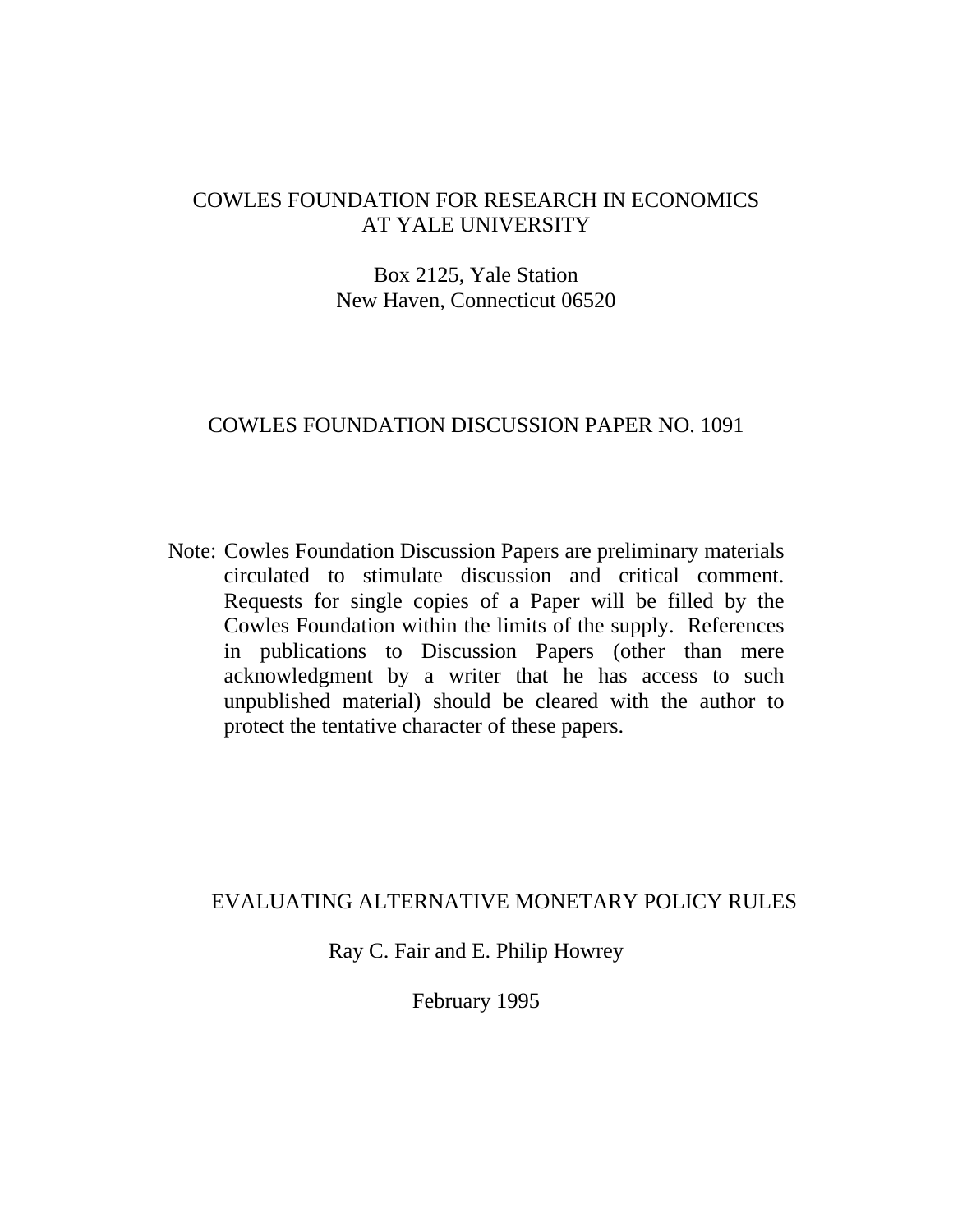COWLES FOUNDATION FOR RESEARCH IN ECONOMICS
AT YALE UNIVERSITY

Box 2125, Yale Station
New Haven, Connecticut 06520

COWLES FOUNDATION DISCUSSION PAPER NO. 1091

Note: Cowles Foundation Discussion Papers are preliminary materials circulated to stimulate discussion and critical comment. Requests for single copies of a Paper will be filled by the Cowles Foundation within the limits of the supply. References in publications to Discussion Papers (other than mere acknowledgment by a writer that he has access to such unpublished material) should be cleared with the author to protect the tentative character of these papers.

# EVALUATING ALTERNATIVE MONETARY POLICY RULES

Ray C. Fair and E. Philip Howrey

February 1995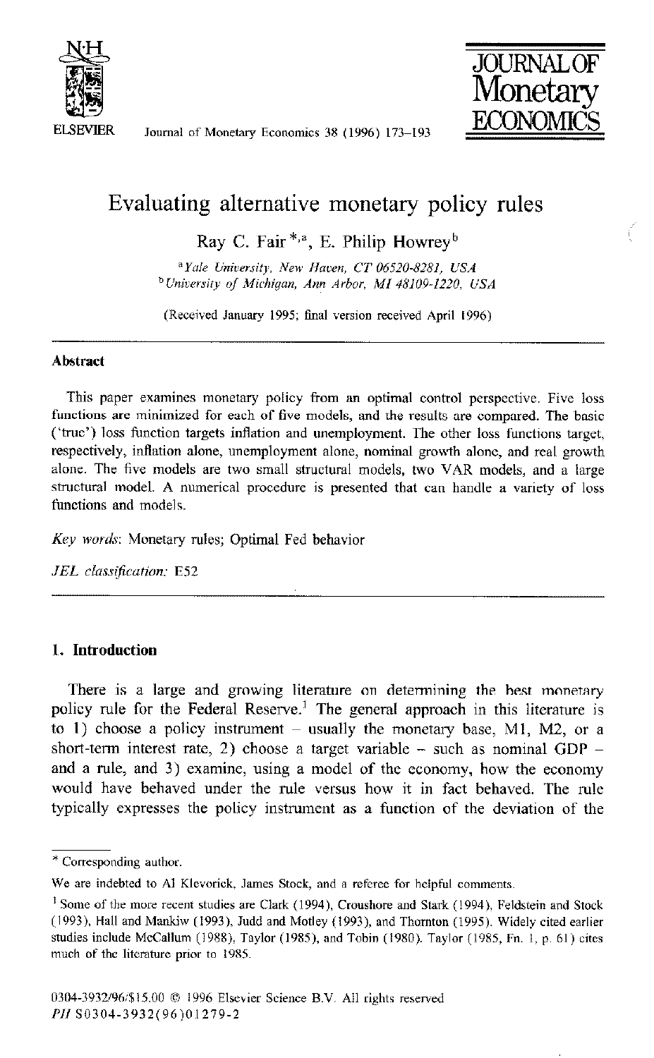# Evaluating alternative monetary policy rules

Ray C. Fair [*,a], E. Philip Howrey [b]

[a] *Yale University, New Haven, CT 06520-8281, USA*
[b] *University of Michigan, Ann Arbor, MI 48109-1220, USA*

(Received January 1995; final version received April 1996)

---

### Abstract

This paper examines monetary policy from an optimal control perspective. Five loss functions are minimized for each of five models, and the results are compared. The basic ('true') loss function targets inflation and unemployment. The other loss functions target, respectively, inflation alone, unemployment alone, nominal growth alone, and real growth alone. The five models are two small structural models, two VAR models, and a large structural model. A numerical procedure is presented that can handle a variety of loss functions and models.

*Key words*: Monetary rules; Optimal Fed behavior

*JEL classification*: E52

---

## 1. Introduction

There is a large and growing literature on determining the best monetary policy rule for the Federal Reserve.[1] The general approach in this literature is to 1) choose a policy instrument – usually the monetary base, M1, M2, or a short-term interest rate, 2) choose a target variable – such as nominal GDP – and a rule, and 3) examine, using a model of the economy, how the economy would have behaved under the rule versus how it in fact behaved. The rule typically expresses the policy instrument as a function of the deviation of the

---

\* Corresponding author.

We are indebted to Al Klevorick, James Stock, and a referee for helpful comments.

[1] Some of the more recent studies are Clark (1994), Croushore and Stark (1994), Feldstein and Stock (1993), Hall and Mankiw (1993), Judd and Motley (1993), and Thornton (1995). Widely cited earlier studies include McCallum (1988), Taylor (1985), and Tobin (1980). Taylor (1985, Fn. 1, p. 61) cites much of the literature prior to 1985.

0304-3932/96/$15.00 © 1996 Elsevier Science B.V. All rights reserved
*PII* S0304-3932(96)01279-2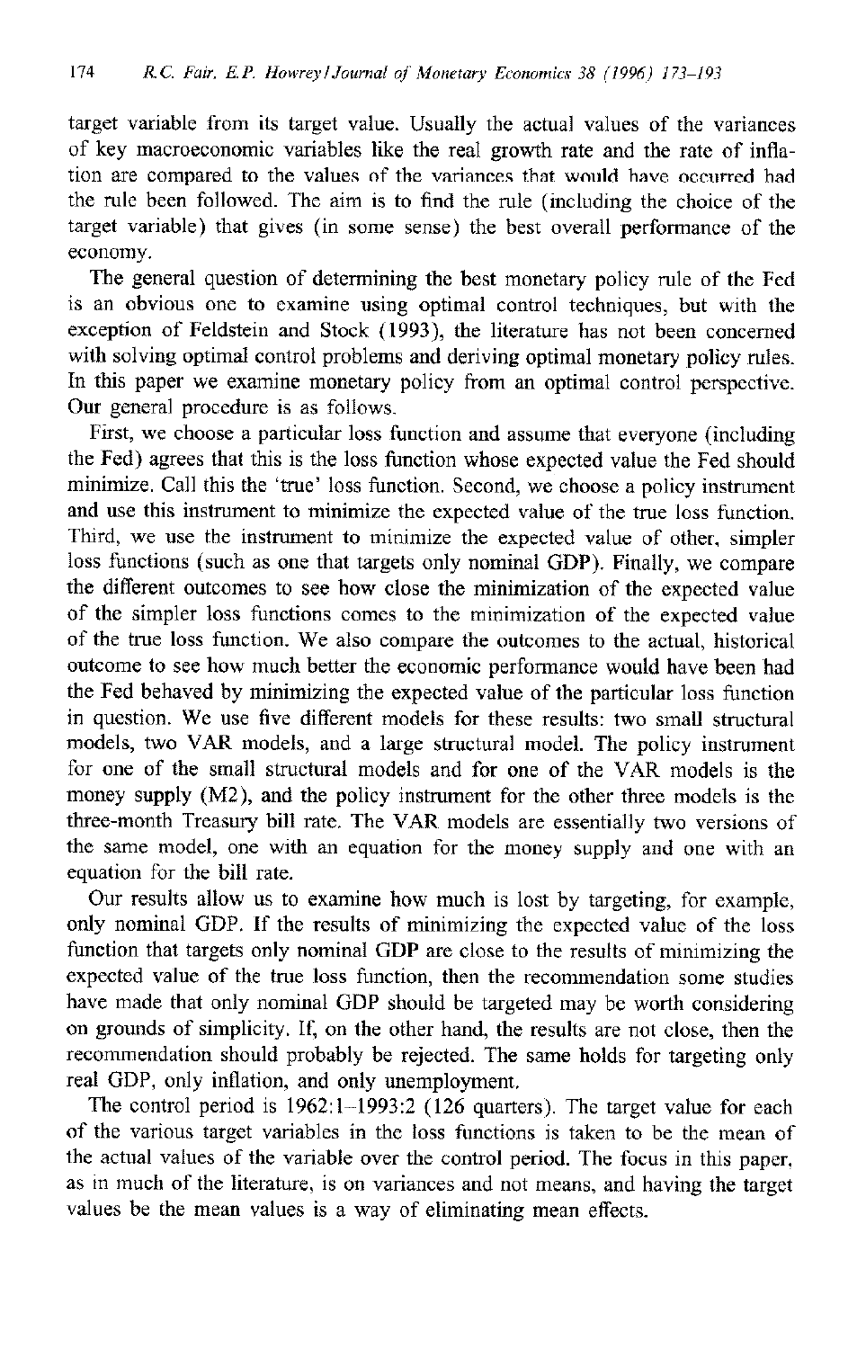target variable from its target value. Usually the actual values of the variances of key macroeconomic variables like the real growth rate and the rate of inflation are compared to the values of the variances that would have occurred had the rule been followed. The aim is to find the rule (including the choice of the target variable) that gives (in some sense) the best overall performance of the economy.

The general question of determining the best monetary policy rule of the Fed is an obvious one to examine using optimal control techniques, but with the exception of Feldstein and Stock (1993), the literature has not been concerned with solving optimal control problems and deriving optimal monetary policy rules. In this paper we examine monetary policy from an optimal control perspective. Our general procedure is as follows.

First, we choose a particular loss function and assume that everyone (including the Fed) agrees that this is the loss function whose expected value the Fed should minimize. Call this the 'true' loss function. Second, we choose a policy instrument and use this instrument to minimize the expected value of the true loss function. Third, we use the instrument to minimize the expected value of other, simpler loss functions (such as one that targets only nominal GDP). Finally, we compare the different outcomes to see how close the minimization of the expected value of the simpler loss functions comes to the minimization of the expected value of the true loss function. We also compare the outcomes to the actual, historical outcome to see how much better the economic performance would have been had the Fed behaved by minimizing the expected value of the particular loss function in question. We use five different models for these results: two small structural models, two VAR models, and a large structural model. The policy instrument for one of the small structural models and for one of the VAR models is the money supply (M2), and the policy instrument for the other three models is the three-month Treasury bill rate. The VAR models are essentially two versions of the same model, one with an equation for the money supply and one with an equation for the bill rate.

Our results allow us to examine how much is lost by targeting, for example, only nominal GDP. If the results of minimizing the expected value of the loss function that targets only nominal GDP are close to the results of minimizing the expected value of the true loss function, then the recommendation some studies have made that only nominal GDP should be targeted may be worth considering on grounds of simplicity. If, on the other hand, the results are not close, then the recommendation should probably be rejected. The same holds for targeting only real GDP, only inflation, and only unemployment.

The control period is 1962:1–1993:2 (126 quarters). The target value for each of the various target variables in the loss functions is taken to be the mean of the actual values of the variable over the control period. The focus in this paper, as in much of the literature, is on variances and not means, and having the target values be the mean values is a way of eliminating mean effects.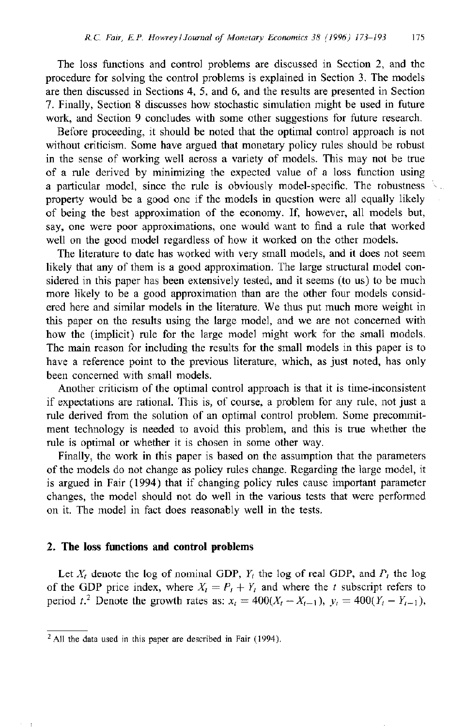The loss functions and control problems are discussed in Section 2, and the procedure for solving the control problems is explained in Section 3. The models are then discussed in Sections 4, 5, and 6, and the results are presented in Section 7. Finally, Section 8 discusses how stochastic simulation might be used in future work, and Section 9 concludes with some other suggestions for future research.

Before proceeding, it should be noted that the optimal control approach is not without criticism. Some have argued that monetary policy rules should be robust in the sense of working well across a variety of models. This may not be true of a rule derived by minimizing the expected value of a loss function using a particular model, since the rule is obviously model-specific. The robustness property would be a good one if the models in question were all equally likely of being the best approximation of the economy. If, however, all models but, say, one were poor approximations, one would want to find a rule that worked well on the good model regardless of how it worked on the other models.

The literature to date has worked with very small models, and it does not seem likely that any of them is a good approximation. The large structural model considered in this paper has been extensively tested, and it seems (to us) to be much more likely to be a good approximation than are the other four models considered here and similar models in the literature. We thus put much more weight in this paper on the results using the large model, and we are not concerned with how the (implicit) rule for the large model might work for the small models. The main reason for including the results for the small models in this paper is to have a reference point to the previous literature, which, as just noted, has only been concerned with small models.

Another criticism of the optimal control approach is that it is time-inconsistent if expectations are rational. This is, of course, a problem for any rule, not just a rule derived from the solution of an optimal control problem. Some precommitment technology is needed to avoid this problem, and this is true whether the rule is optimal or whether it is chosen in some other way.

Finally, the work in this paper is based on the assumption that the parameters of the models do not change as policy rules change. Regarding the large model, it is argued in Fair (1994) that if changing policy rules cause important parameter changes, the model should not do well in the various tests that were performed on it. The model in fact does reasonably well in the tests.

## 2. The loss functions and control problems

Let $X_t$ denote the log of nominal GDP, $Y_t$ the log of real GDP, and $P_t$ the log of the GDP price index, where $X_t = P_t + Y_t$ and where the $t$ subscript refers to period $t$.[2] Denote the growth rates as: $x_t = 400(X_t - X_{t-1})$, $y_t = 400(Y_t - Y_{t-1})$,

[2] All the data used in this paper are described in Fair (1994).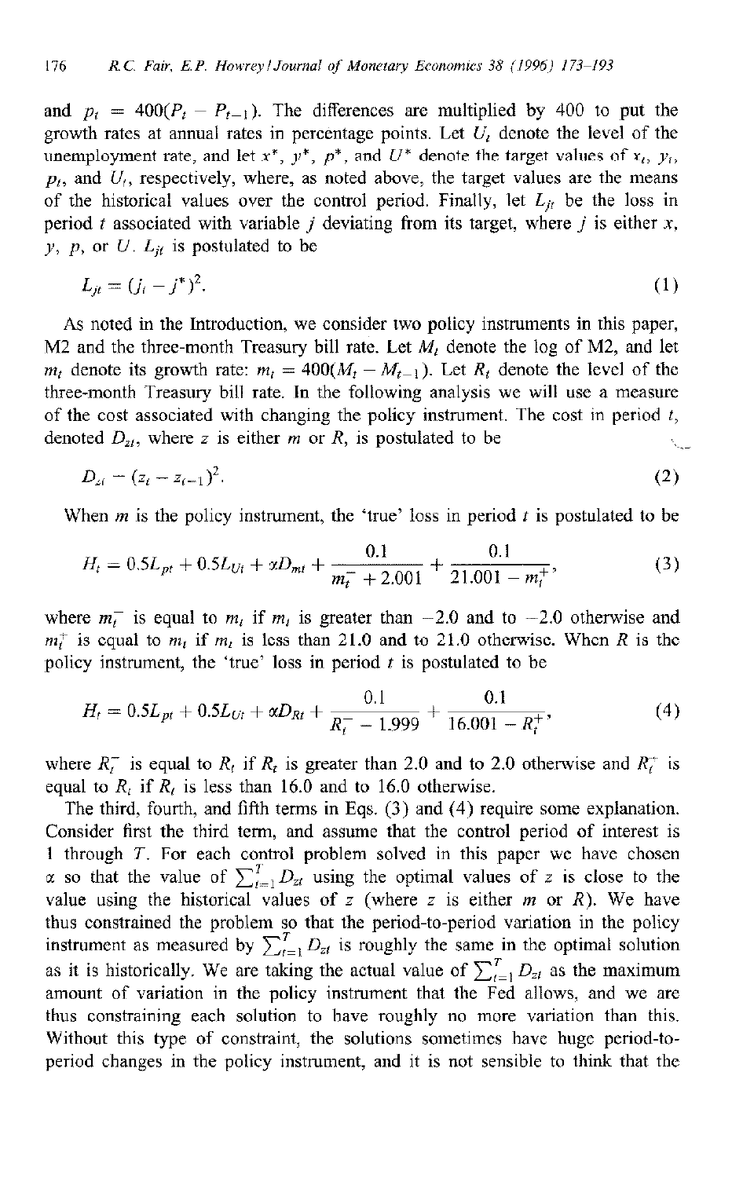and $p_t = 400(P_t - P_{t-1})$. The differences are multiplied by 400 to put the growth rates at annual rates in percentage points. Let $U_t$ denote the level of the unemployment rate, and let $x^*$, $y^*$, $p^*$, and $U^*$ denote the target values of $x_t$, $y_t$, $p_t$, and $U_t$, respectively, where, as noted above, the target values are the means of the historical values over the control period. Finally, let $L_{jt}$ be the loss in period $t$ associated with variable $j$ deviating from its target, where $j$ is either $x$, $y$, $p$, or $U$. $L_{jt}$ is postulated to be

$$L_{jt} = (j_t - j^*)^2. \tag{1}$$

As noted in the Introduction, we consider two policy instruments in this paper, M2 and the three-month Treasury bill rate. Let $M_t$ denote the log of M2, and let $m_t$ denote its growth rate: $m_t = 400(M_t - M_{t-1})$. Let $R_t$ denote the level of the three-month Treasury bill rate. In the following analysis we will use a measure of the cost associated with changing the policy instrument. The cost in period $t$, denoted $D_{zt}$, where $z$ is either $m$ or $R$, is postulated to be

$$D_{zt} = (z_t - z_{t-1})^2. \tag{2}$$

When $m$ is the policy instrument, the 'true' loss in period $t$ is postulated to be

$$H_t = 0.5L_{pt} + 0.5L_{Ut} + \alpha D_{mt} + \frac{0.1}{m_t^- + 2.001} + \frac{0.1}{21.001 - m_t^+}, \tag{3}$$

where $m_t^-$ is equal to $m_t$ if $m_t$ is greater than $-2.0$ and to $-2.0$ otherwise and $m_t^+$ is equal to $m_t$ if $m_t$ is less than 21.0 and to 21.0 otherwise. When $R$ is the policy instrument, the 'true' loss in period $t$ is postulated to be

$$H_t = 0.5L_{pt} + 0.5L_{Ut} + \alpha D_{Rt} + \frac{0.1}{R_t^- - 1.999} + \frac{0.1}{16.001 - R_t^+}, \tag{4}$$

where $R_t^-$ is equal to $R_t$ if $R_t$ is greater than 2.0 and to 2.0 otherwise and $R_t^+$ is equal to $R_t$ if $R_t$ is less than 16.0 and to 16.0 otherwise.

The third, fourth, and fifth terms in Eqs. (3) and (4) require some explanation. Consider first the third term, and assume that the control period of interest is 1 through $T$. For each control problem solved in this paper we have chosen $\alpha$ so that the value of $\sum_{t=1}^{T} D_{zt}$ using the optimal values of $z$ is close to the value using the historical values of $z$ (where $z$ is either $m$ or $R$). We have thus constrained the problem so that the period-to-period variation in the policy instrument as measured by $\sum_{t=1}^{T} D_{zt}$ is roughly the same in the optimal solution as it is historically. We are taking the actual value of $\sum_{t=1}^{T} D_{zt}$ as the maximum amount of variation in the policy instrument that the Fed allows, and we are thus constraining each solution to have roughly no more variation than this. Without this type of constraint, the solutions sometimes have huge period-to-period changes in the policy instrument, and it is not sensible to think that the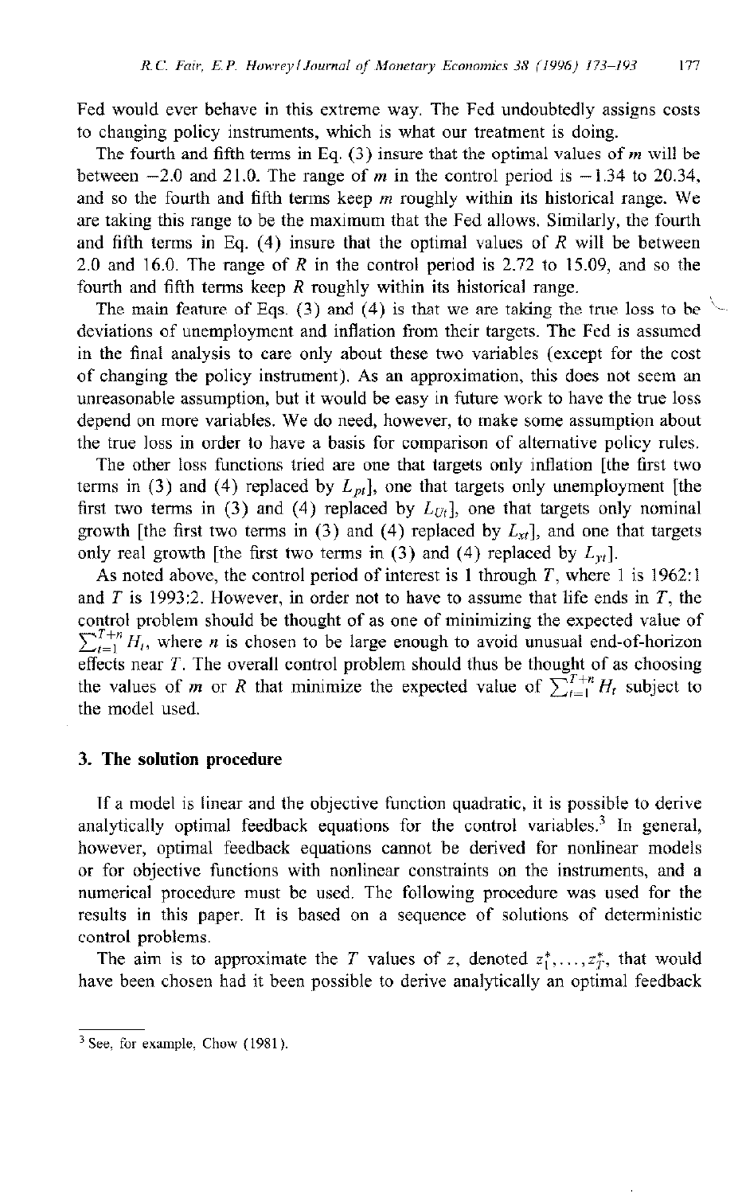Fed would ever behave in this extreme way. The Fed undoubtedly assigns costs to changing policy instruments, which is what our treatment is doing.

The fourth and fifth terms in Eq. (3) insure that the optimal values of $m$ will be between $-2.0$ and 21.0. The range of $m$ in the control period is $-1.34$ to 20.34, and so the fourth and fifth terms keep $m$ roughly within its historical range. We are taking this range to be the maximum that the Fed allows. Similarly, the fourth and fifth terms in Eq. (4) insure that the optimal values of $R$ will be between 2.0 and 16.0. The range of $R$ in the control period is 2.72 to 15.09, and so the fourth and fifth terms keep $R$ roughly within its historical range.

The main feature of Eqs. (3) and (4) is that we are taking the true loss to be deviations of unemployment and inflation from their targets. The Fed is assumed in the final analysis to care only about these two variables (except for the cost of changing the policy instrument). As an approximation, this does not seem an unreasonable assumption, but it would be easy in future work to have the true loss depend on more variables. We do need, however, to make some assumption about the true loss in order to have a basis for comparison of alternative policy rules.

The other loss functions tried are one that targets only inflation [the first two terms in (3) and (4) replaced by $L_{pt}$], one that targets only unemployment [the first two terms in (3) and (4) replaced by $L_{Ut}$], one that targets only nominal growth [the first two terms in (3) and (4) replaced by $L_{xt}$], and one that targets only real growth [the first two terms in (3) and (4) replaced by $L_{yt}$].

As noted above, the control period of interest is 1 through $T$, where 1 is 1962:1 and $T$ is 1993:2. However, in order not to have to assume that life ends in $T$, the control problem should be thought of as one of minimizing the expected value of $\sum_{t=1}^{T+n} H_t$, where $n$ is chosen to be large enough to avoid unusual end-of-horizon effects near $T$. The overall control problem should thus be thought of as choosing the values of $m$ or $R$ that minimize the expected value of $\sum_{t=1}^{T+n} H_t$ subject to the model used.

## 3. The solution procedure

If a model is linear and the objective function quadratic, it is possible to derive analytically optimal feedback equations for the control variables.[3] In general, however, optimal feedback equations cannot be derived for nonlinear models or for objective functions with nonlinear constraints on the instruments, and a numerical procedure must be used. The following procedure was used for the results in this paper. It is based on a sequence of solutions of deterministic control problems.

The aim is to approximate the $T$ values of $z$, denoted $z_1^*, \ldots, z_T^*$, that would have been chosen had it been possible to derive analytically an optimal feedback

[3] See, for example, Chow (1981).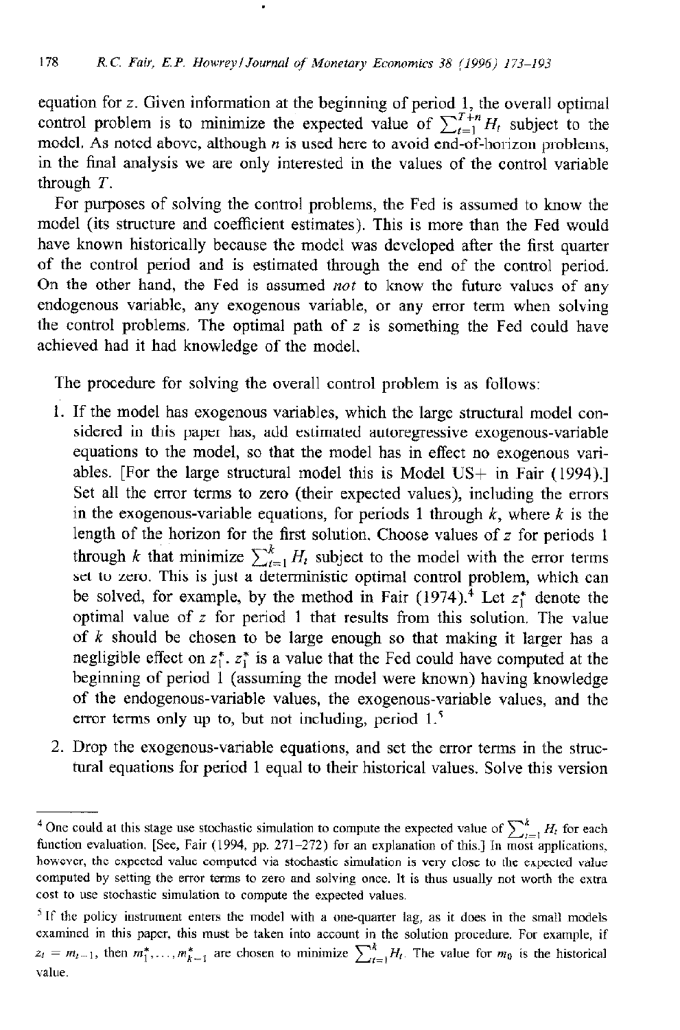equation for $z$. Given information at the beginning of period 1, the overall optimal control problem is to minimize the expected value of $\sum_{t=1}^{T+n} H_t$ subject to the model. As noted above, although $n$ is used here to avoid end-of-horizon problems, in the final analysis we are only interested in the values of the control variable through $T$.

For purposes of solving the control problems, the Fed is assumed to know the model (its structure and coefficient estimates). This is more than the Fed would have known historically because the model was developed after the first quarter of the control period and is estimated through the end of the control period. On the other hand, the Fed is assumed *not* to know the future values of any endogenous variable, any exogenous variable, or any error term when solving the control problems. The optimal path of $z$ is something the Fed could have achieved had it had knowledge of the model.

The procedure for solving the overall control problem is as follows:

1. If the model has exogenous variables, which the large structural model considered in this paper has, add estimated autoregressive exogenous-variable equations to the model, so that the model has in effect no exogenous variables. [For the large structural model this is Model US+ in Fair (1994).] Set all the error terms to zero (their expected values), including the errors in the exogenous-variable equations, for periods 1 through $k$, where $k$ is the length of the horizon for the first solution. Choose values of $z$ for periods 1 through $k$ that minimize $\sum_{t=1}^{k} H_t$ subject to the model with the error terms set to zero. This is just a deterministic optimal control problem, which can be solved, for example, by the method in Fair (1974).[4] Let $z_1^*$ denote the optimal value of $z$ for period 1 that results from this solution. The value of $k$ should be chosen to be large enough so that making it larger has a negligible effect on $z_1^*$. $z_1^*$ is a value that the Fed could have computed at the beginning of period 1 (assuming the model were known) having knowledge of the endogenous-variable values, the exogenous-variable values, and the error terms only up to, but not including, period 1.[5]
2. Drop the exogenous-variable equations, and set the error terms in the structural equations for period 1 equal to their historical values. Solve this version

---

[4] One could at this stage use stochastic simulation to compute the expected value of $\sum_{t=1}^{k} H_t$ for each function evaluation. [See, Fair (1994, pp. 271–272) for an explanation of this.] In most applications, however, the expected value computed via stochastic simulation is very close to the expected value computed by setting the error terms to zero and solving once. It is thus usually not worth the extra cost to use stochastic simulation to compute the expected values.

[5] If the policy instrument enters the model with a one-quarter lag, as it does in the small models examined in this paper, this must be taken into account in the solution procedure. For example, if $z_t = m_{t-1}$, then $m_1^*, \ldots, m_{k-1}^*$ are chosen to minimize $\sum_{t=1}^{k} H_t$. The value for $m_0$ is the historical value.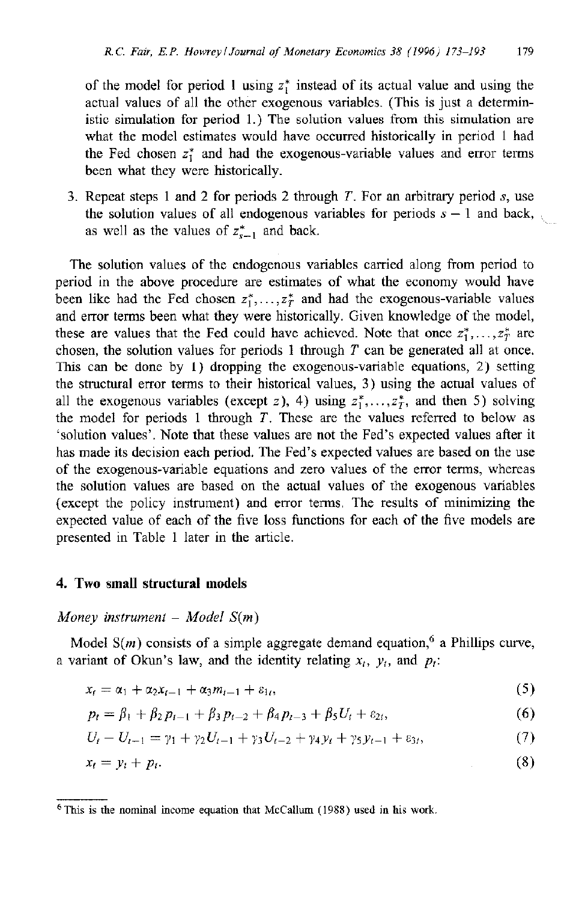of the model for period 1 using $z_1^*$ instead of its actual value and using the actual values of all the other exogenous variables. (This is just a deterministic simulation for period 1.) The solution values from this simulation are what the model estimates would have occurred historically in period 1 had the Fed chosen $z_1^*$ and had the exogenous-variable values and error terms been what they were historically.

3. Repeat steps 1 and 2 for periods 2 through $T$. For an arbitrary period $s$, use the solution values of all endogenous variables for periods $s-1$ and back, as well as the values of $z_{s-1}^*$ and back.

The solution values of the endogenous variables carried along from period to period in the above procedure are estimates of what the economy would have been like had the Fed chosen $z_1^*, \ldots, z_T^*$ and had the exogenous-variable values and error terms been what they were historically. Given knowledge of the model, these are values that the Fed could have achieved. Note that once $z_1^*, \ldots, z_T^*$ are chosen, the solution values for periods 1 through $T$ can be generated all at once. This can be done by 1) dropping the exogenous-variable equations, 2) setting the structural error terms to their historical values, 3) using the actual values of all the exogenous variables (except $z$), 4) using $z_1^*, \ldots, z_T^*$, and then 5) solving the model for periods 1 through $T$. These are the values referred to below as 'solution values'. Note that these values are not the Fed's expected values after it has made its decision each period. The Fed's expected values are based on the use of the exogenous-variable equations and zero values of the error terms, whereas the solution values are based on the actual values of the exogenous variables (except the policy instrument) and error terms. The results of minimizing the expected value of each of the five loss functions for each of the five models are presented in Table 1 later in the article.

## 4. Two small structural models

*Money instrument – Model S(m)*

Model S($m$) consists of a simple aggregate demand equation,[6] a Phillips curve, a variant of Okun's law, and the identity relating $x_t$, $y_t$, and $p_t$:

$$x_t = \alpha_1 + \alpha_2 x_{t-1} + \alpha_3 m_{t-1} + \varepsilon_{1t}, \tag{5}$$

$$p_t = \beta_1 + \beta_2 p_{t-1} + \beta_3 p_{t-2} + \beta_4 p_{t-3} + \beta_5 U_t + \varepsilon_{2t}, \tag{6}$$

$$U_t - U_{t-1} = \gamma_1 + \gamma_2 U_{t-1} + \gamma_3 U_{t-2} + \gamma_4 y_t + \gamma_5 y_{t-1} + \varepsilon_{3t}, \tag{7}$$

$$x_t = y_t + p_t. \tag{8}$$

[6] This is the nominal income equation that McCallum (1988) used in his work.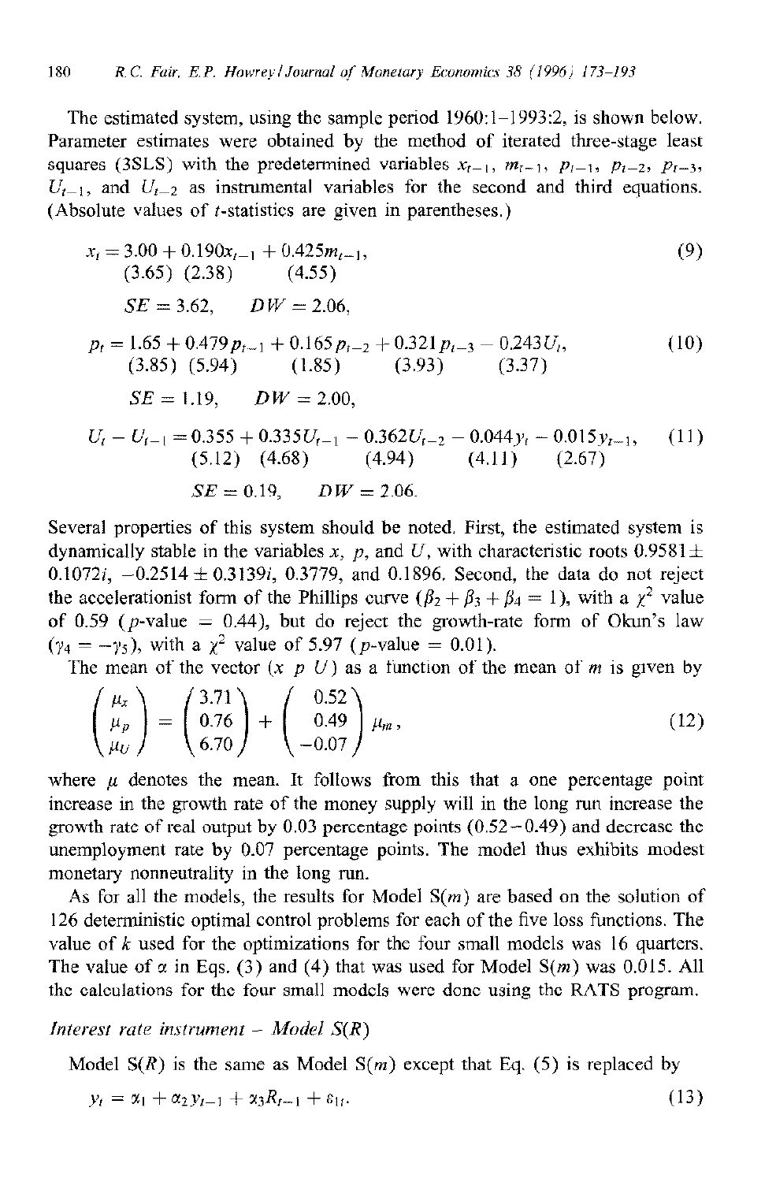The estimated system, using the sample period 1960:1–1993:2, is shown below. Parameter estimates were obtained by the method of iterated three-stage least squares (3SLS) with the predetermined variables $x_{t-1}$, $m_{t-1}$, $p_{t-1}$, $p_{t-2}$, $p_{t-3}$, $U_{t-1}$, and $U_{t-2}$ as instrumental variables for the second and third equations. (Absolute values of $t$-statistics are given in parentheses.)

$$
\begin{aligned}
x_t = \underset{(3.65)}{3.00} + \underset{(2.38)}{0.190}x_{t-1} + \underset{(4.55)}{0.425}m_{t-1}, \qquad (9)
\end{aligned}
$$

$$SE = 3.62, \qquad DW = 2.06,$$

$$
p_t = \underset{(3.85)}{1.65} + \underset{(5.94)}{0.479}p_{t-1} + \underset{(1.85)}{0.165}p_{t-2} + \underset{(3.93)}{0.321}p_{t-3} - \underset{(3.37)}{0.243}U_t, \qquad (10)
$$

$$SE = 1.19, \qquad DW = 2.00,$$

$$
U_t - U_{t-1} = \underset{(5.12)}{0.355} + \underset{(4.68)}{0.335}U_{t-1} - \underset{(4.94)}{0.362}U_{t-2} - \underset{(4.11)}{0.044}y_t - \underset{(2.67)}{0.015}y_{t-1}, \qquad (11)
$$

$$SE = 0.19, \qquad DW = 2.06.$$

Several properties of this system should be noted. First, the estimated system is dynamically stable in the variables $x$, $p$, and $U$, with characteristic roots $0.9581 \pm 0.1072i$, $-0.2514 \pm 0.3139i$, 0.3779, and 0.1896. Second, the data do not reject the accelerationist form of the Phillips curve ($\beta_2 + \beta_3 + \beta_4 = 1$), with a $\chi^2$ value of 0.59 ($p$-value = 0.44), but do reject the growth-rate form of Okun's law ($\gamma_4 = -\gamma_5$), with a $\chi^2$ value of 5.97 ($p$-value = 0.01).

The mean of the vector ($x$ $p$ $U$) as a function of the mean of $m$ is given by

$$
\begin{pmatrix} \mu_x \\ \mu_p \\ \mu_U \end{pmatrix} = \begin{pmatrix} 3.71 \\ 0.76 \\ 6.70 \end{pmatrix} + \begin{pmatrix} 0.52 \\ 0.49 \\ -0.07 \end{pmatrix} \mu_m, \qquad (12)
$$

where $\mu$ denotes the mean. It follows from this that a one percentage point increase in the growth rate of the money supply will in the long run increase the growth rate of real output by 0.03 percentage points (0.52 − 0.49) and decrease the unemployment rate by 0.07 percentage points. The model thus exhibits modest monetary nonneutrality in the long run.

As for all the models, the results for Model S($m$) are based on the solution of 126 deterministic optimal control problems for each of the five loss functions. The value of $k$ used for the optimizations for the four small models was 16 quarters. The value of $\alpha$ in Eqs. (3) and (4) that was used for Model S($m$) was 0.015. All the calculations for the four small models were done using the RATS program.

*Interest rate instrument – Model S(R)*

Model S($R$) is the same as Model S($m$) except that Eq. (5) is replaced by

$$y_t = \alpha_1 + \alpha_2 y_{t-1} + \alpha_3 R_{t-1} + \varepsilon_{1t}. \qquad (13)$$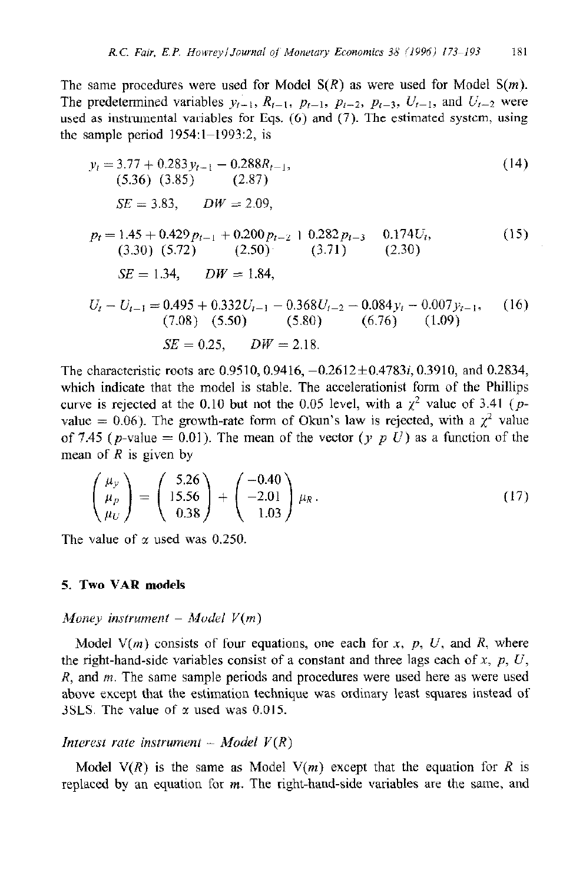The same procedures were used for Model S($R$) as were used for Model S($m$). The predetermined variables $y_{t-1}$, $R_{t-1}$, $p_{t-1}$, $p_{t-2}$, $p_{t-3}$, $U_{t-1}$, and $U_{t-2}$ were used as instrumental variables for Eqs. (6) and (7). The estimated system, using the sample period 1954:1–1993:2, is

$$y_t = \underset{(5.36)}{3.77} + \underset{(3.85)}{0.283}y_{t-1} - \underset{(2.87)}{0.288}R_{t-1}, \tag{14}$$

$$SE = 3.83, \qquad DW = 2.09,$$

$$p_t = \underset{(3.30)}{1.45} + \underset{(5.72)}{0.429}p_{t-1} + \underset{(2.50)}{0.200}p_{t-2} + \underset{(3.71)}{0.282}p_{t-3} - \underset{(2.30)}{0.174}U_t, \tag{15}$$

$$SE = 1.34, \qquad DW = 1.84,$$

$$U_t - U_{t-1} = \underset{(7.08)}{0.495} + \underset{(5.50)}{0.332}U_{t-1} - \underset{(5.80)}{0.368}U_{t-2} - \underset{(6.76)}{0.084}y_t - \underset{(1.09)}{0.007}y_{t-1}, \tag{16}$$

$$SE = 0.25, \qquad DW = 2.18.$$

The characteristic roots are 0.9510, 0.9416, $-0.2612 \pm 0.4783i$, 0.3910, and 0.2834, which indicate that the model is stable. The accelerationist form of the Phillips curve is rejected at the 0.10 but not the 0.05 level, with a $\chi^2$ value of 3.41 ($p$-value = 0.06). The growth-rate form of Okun's law is rejected, with a $\chi^2$ value of 7.45 ($p$-value = 0.01). The mean of the vector ($y$ $p$ $U$) as a function of the mean of $R$ is given by

$$\begin{pmatrix} \mu_y \\ \mu_p \\ \mu_U \end{pmatrix} = \begin{pmatrix} 5.26 \\ 15.56 \\ 0.38 \end{pmatrix} + \begin{pmatrix} -0.40 \\ -2.01 \\ 1.03 \end{pmatrix} \mu_R . \tag{17}$$

The value of $\alpha$ used was 0.250.

## 5. Two VAR models

### *Money instrument – Model V(m)*

Model V($m$) consists of four equations, one each for $x$, $p$, $U$, and $R$, where the right-hand-side variables consist of a constant and three lags each of $x$, $p$, $U$, $R$, and $m$. The same sample periods and procedures were used here as were used above except that the estimation technique was ordinary least squares instead of 3SLS. The value of $\alpha$ used was 0.015.

### *Interest rate instrument – Model V(R)*

Model V($R$) is the same as Model V($m$) except that the equation for $R$ is replaced by an equation for $m$. The right-hand-side variables are the same, and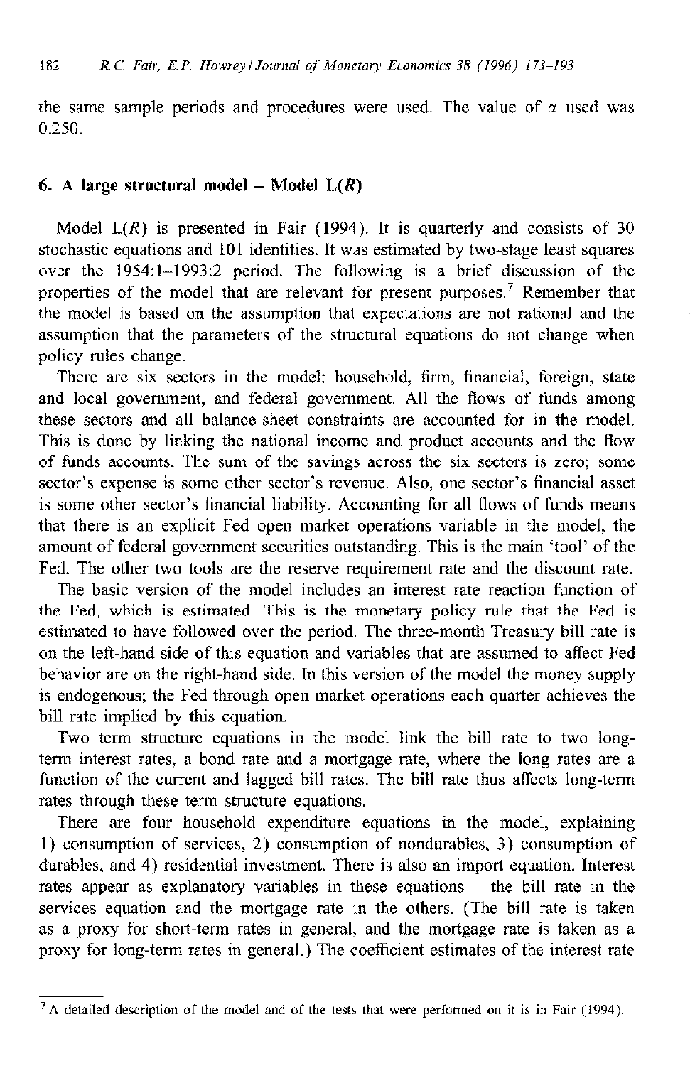the same sample periods and procedures were used. The value of $\alpha$ used was 0.250.

## 6. A large structural model – Model L($R$)

Model L($R$) is presented in Fair (1994). It is quarterly and consists of 30 stochastic equations and 101 identities. It was estimated by two-stage least squares over the 1954:1–1993:2 period. The following is a brief discussion of the properties of the model that are relevant for present purposes.[7] Remember that the model is based on the assumption that expectations are not rational and the assumption that the parameters of the structural equations do not change when policy rules change.

There are six sectors in the model: household, firm, financial, foreign, state and local government, and federal government. All the flows of funds among these sectors and all balance-sheet constraints are accounted for in the model. This is done by linking the national income and product accounts and the flow of funds accounts. The sum of the savings across the six sectors is zero; some sector's expense is some other sector's revenue. Also, one sector's financial asset is some other sector's financial liability. Accounting for all flows of funds means that there is an explicit Fed open market operations variable in the model, the amount of federal government securities outstanding. This is the main 'tool' of the Fed. The other two tools are the reserve requirement rate and the discount rate.

The basic version of the model includes an interest rate reaction function of the Fed, which is estimated. This is the monetary policy rule that the Fed is estimated to have followed over the period. The three-month Treasury bill rate is on the left-hand side of this equation and variables that are assumed to affect Fed behavior are on the right-hand side. In this version of the model the money supply is endogenous; the Fed through open market operations each quarter achieves the bill rate implied by this equation.

Two term structure equations in the model link the bill rate to two long-term interest rates, a bond rate and a mortgage rate, where the long rates are a function of the current and lagged bill rates. The bill rate thus affects long-term rates through these term structure equations.

There are four household expenditure equations in the model, explaining 1) consumption of services, 2) consumption of nondurables, 3) consumption of durables, and 4) residential investment. There is also an import equation. Interest rates appear as explanatory variables in these equations – the bill rate in the services equation and the mortgage rate in the others. (The bill rate is taken as a proxy for short-term rates in general, and the mortgage rate is taken as a proxy for long-term rates in general.) The coefficient estimates of the interest rate

[7] A detailed description of the model and of the tests that were performed on it is in Fair (1994).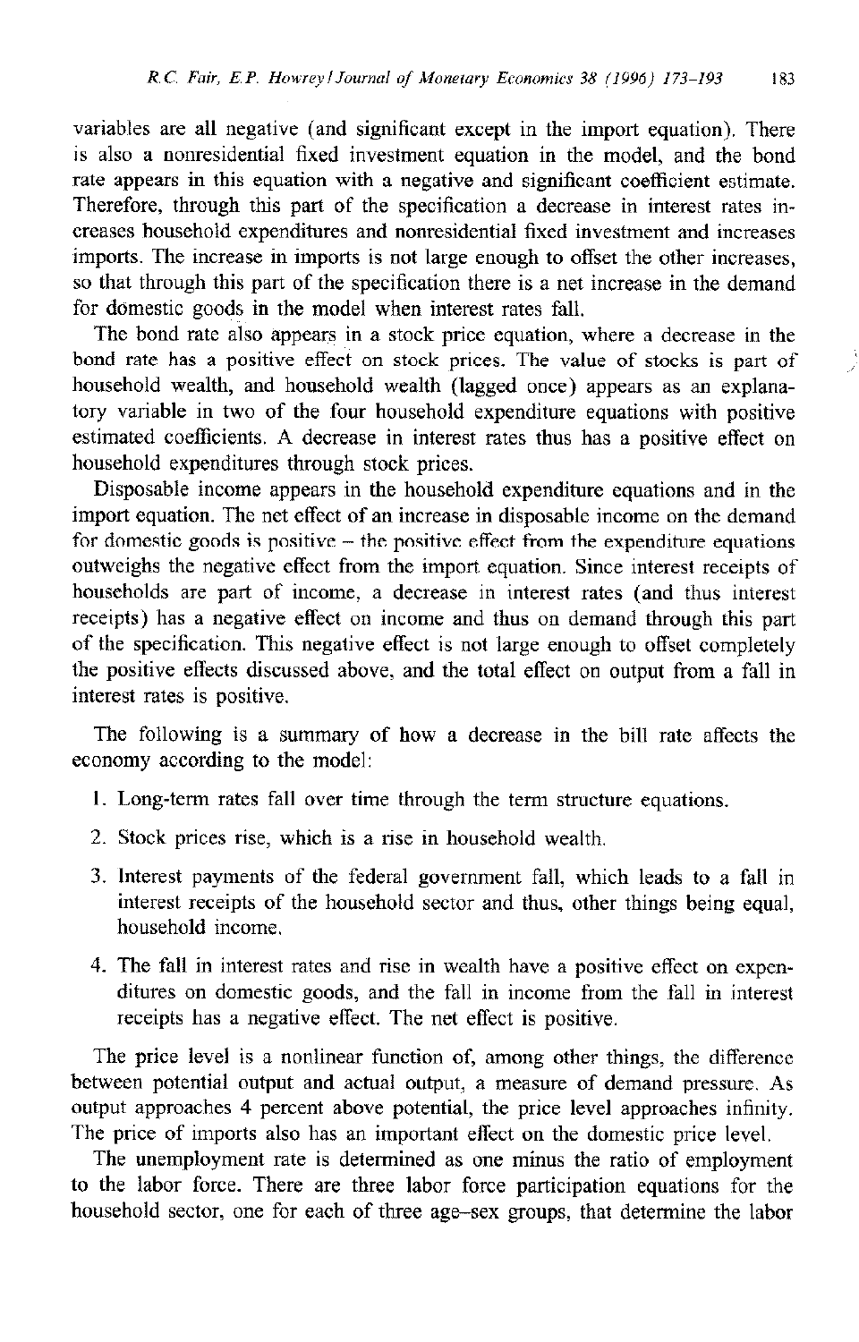variables are all negative (and significant except in the import equation). There is also a nonresidential fixed investment equation in the model, and the bond rate appears in this equation with a negative and significant coefficient estimate. Therefore, through this part of the specification a decrease in interest rates increases household expenditures and nonresidential fixed investment and increases imports. The increase in imports is not large enough to offset the other increases, so that through this part of the specification there is a net increase in the demand for domestic goods in the model when interest rates fall.

The bond rate also appears in a stock price equation, where a decrease in the bond rate has a positive effect on stock prices. The value of stocks is part of household wealth, and household wealth (lagged once) appears as an explanatory variable in two of the four household expenditure equations with positive estimated coefficients. A decrease in interest rates thus has a positive effect on household expenditures through stock prices.

Disposable income appears in the household expenditure equations and in the import equation. The net effect of an increase in disposable income on the demand for domestic goods is positive – the positive effect from the expenditure equations outweighs the negative effect from the import equation. Since interest receipts of households are part of income, a decrease in interest rates (and thus interest receipts) has a negative effect on income and thus on demand through this part of the specification. This negative effect is not large enough to offset completely the positive effects discussed above, and the total effect on output from a fall in interest rates is positive.

The following is a summary of how a decrease in the bill rate affects the economy according to the model:

1. Long-term rates fall over time through the term structure equations.
2. Stock prices rise, which is a rise in household wealth.
3. Interest payments of the federal government fall, which leads to a fall in interest receipts of the household sector and thus, other things being equal, household income.
4. The fall in interest rates and rise in wealth have a positive effect on expenditures on domestic goods, and the fall in income from the fall in interest receipts has a negative effect. The net effect is positive.

The price level is a nonlinear function of, among other things, the difference between potential output and actual output, a measure of demand pressure. As output approaches 4 percent above potential, the price level approaches infinity. The price of imports also has an important effect on the domestic price level.

The unemployment rate is determined as one minus the ratio of employment to the labor force. There are three labor force participation equations for the household sector, one for each of three age–sex groups, that determine the labor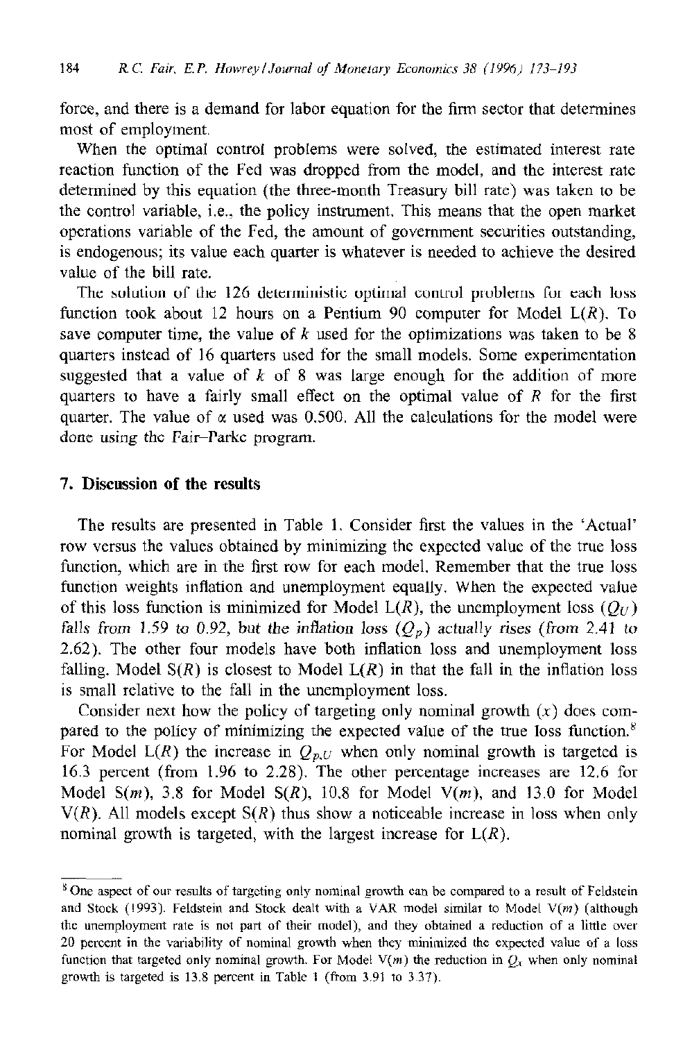force, and there is a demand for labor equation for the firm sector that determines most of employment.

When the optimal control problems were solved, the estimated interest rate reaction function of the Fed was dropped from the model, and the interest rate determined by this equation (the three-month Treasury bill rate) was taken to be the control variable, i.e., the policy instrument. This means that the open market operations variable of the Fed, the amount of government securities outstanding, is endogenous; its value each quarter is whatever is needed to achieve the desired value of the bill rate.

The solution of the 126 deterministic optimal control problems for each loss function took about 12 hours on a Pentium 90 computer for Model L($R$). To save computer time, the value of $k$ used for the optimizations was taken to be 8 quarters instead of 16 quarters used for the small models. Some experimentation suggested that a value of $k$ of 8 was large enough for the addition of more quarters to have a fairly small effect on the optimal value of $R$ for the first quarter. The value of $\alpha$ used was 0.500. All the calculations for the model were done using the Fair–Parke program.

## 7. Discussion of the results

The results are presented in Table 1. Consider first the values in the 'Actual' row versus the values obtained by minimizing the expected value of the true loss function, which are in the first row for each model. Remember that the true loss function weights inflation and unemployment equally. When the expected value of this loss function is minimized for Model L($R$), the unemployment loss ($Q_U$) *falls from 1.59 to 0.92, but the inflation loss* ($Q_p$) *actually rises (from 2.41 to* 2.62). The other four models have both inflation loss and unemployment loss falling. Model S($R$) is closest to Model L($R$) in that the fall in the inflation loss is small relative to the fall in the unemployment loss.

Consider next how the policy of targeting only nominal growth ($x$) does compare to the policy of minimizing the expected value of the true loss function.[8] For Model L($R$) the increase in $Q_{p,U}$ when only nominal growth is targeted is 16.3 percent (from 1.96 to 2.28). The other percentage increases are 12.6 for Model S($m$), 3.8 for Model S($R$), 10.8 for Model V($m$), and 13.0 for Model V($R$). All models except S($R$) thus show a noticeable increase in loss when only nominal growth is targeted, with the largest increase for L($R$).

---

[8] One aspect of our results of targeting only nominal growth can be compared to a result of Feldstein and Stock (1993). Feldstein and Stock dealt with a VAR model similar to Model V($m$) (although the unemployment rate is not part of their model), and they obtained a reduction of a little over 20 percent in the variability of nominal growth when they minimized the expected value of a loss function that targeted only nominal growth. For Model V($m$) the reduction in $Q_x$ when only nominal growth is targeted is 13.8 percent in Table 1 (from 3.91 to 3.37).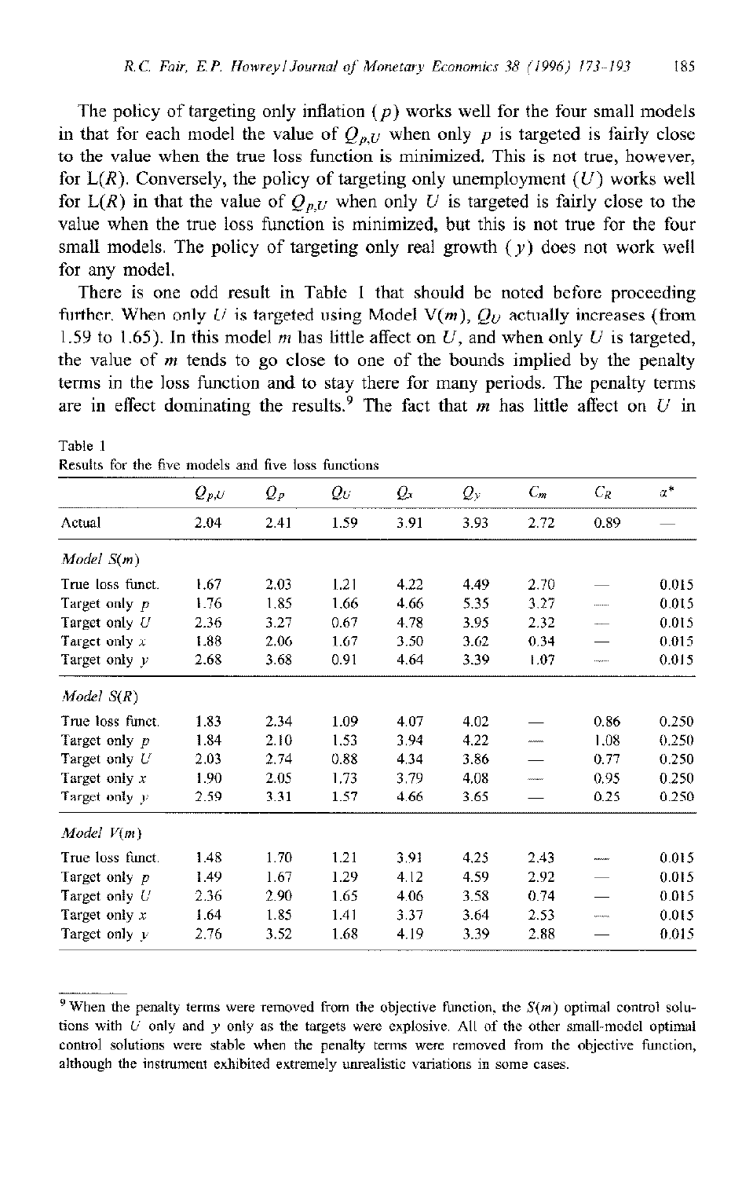The policy of targeting only inflation ($p$) works well for the four small models in that for each model the value of $Q_{p,U}$ when only $p$ is targeted is fairly close to the value when the true loss function is minimized. This is not true, however, for L($R$). Conversely, the policy of targeting only unemployment ($U$) works well for L($R$) in that the value of $Q_{p,U}$ when only $U$ is targeted is fairly close to the value when the true loss function is minimized, but this is not true for the four small models. The policy of targeting only real growth ($y$) does not work well for any model.

There is one odd result in Table 1 that should be noted before proceeding further. When only $U$ is targeted using Model V($m$), $Q_U$ actually increases (from 1.59 to 1.65). In this model $m$ has little affect on $U$, and when only $U$ is targeted, the value of $m$ tends to go close to one of the bounds implied by the penalty terms in the loss function and to stay there for many periods. The penalty terms are in effect dominating the results.[9] The fact that $m$ has little affect on $U$ in

Table 1
Results for the five models and five loss functions

| | $Q_{p,U}$ | $Q_p$ | $Q_U$ | $Q_x$ | $Q_y$ | $C_m$ | $C_R$ | $\alpha^*$ |
|---|---|---|---|---|---|---|---|---|
| Actual | 2.04 | 2.41 | 1.59 | 3.91 | 3.93 | 2.72 | 0.89 | — |
| *Model S(m)* | | | | | | | | |
| True loss funct. | 1.67 | 2.03 | 1.21 | 4.22 | 4.49 | 2.70 | — | 0.015 |
| Target only $p$ | 1.76 | 1.85 | 1.66 | 4.66 | 5.35 | 3.27 | — | 0.015 |
| Target only $U$ | 2.36 | 3.27 | 0.67 | 4.78 | 3.95 | 2.32 | — | 0.015 |
| Target only $x$ | 1.88 | 2.06 | 1.67 | 3.50 | 3.62 | 0.34 | — | 0.015 |
| Target only $y$ | 2.68 | 3.68 | 0.91 | 4.64 | 3.39 | 1.07 | — | 0.015 |
| *Model S(R)* | | | | | | | | |
| True loss funct. | 1.83 | 2.34 | 1.09 | 4.07 | 4.02 | — | 0.86 | 0.250 |
| Target only $p$ | 1.84 | 2.10 | 1.53 | 3.94 | 4.22 | — | 1.08 | 0.250 |
| Target only $U$ | 2.03 | 2.74 | 0.88 | 4.34 | 3.86 | — | 0.77 | 0.250 |
| Target only $x$ | 1.90 | 2.05 | 1.73 | 3.79 | 4.08 | — | 0.95 | 0.250 |
| Target only $y$ | 2.59 | 3.31 | 1.57 | 4.66 | 3.65 | — | 0.25 | 0.250 |
| *Model V(m)* | | | | | | | | |
| True loss funct. | 1.48 | 1.70 | 1.21 | 3.91 | 4.25 | 2.43 | — | 0.015 |
| Target only $p$ | 1.49 | 1.67 | 1.29 | 4.12 | 4.59 | 2.92 | — | 0.015 |
| Target only $U$ | 2.36 | 2.90 | 1.65 | 4.06 | 3.58 | 0.74 | — | 0.015 |
| Target only $x$ | 1.64 | 1.85 | 1.41 | 3.37 | 3.64 | 2.53 | — | 0.015 |
| Target only $y$ | 2.76 | 3.52 | 1.68 | 4.19 | 3.39 | 2.88 | — | 0.015 |

[9] When the penalty terms were removed from the objective function, the $S(m)$ optimal control solutions with $U$ only and $y$ only as the targets were explosive. All of the other small-model optimal control solutions were stable when the penalty terms were removed from the objective function, although the instrument exhibited extremely unrealistic variations in some cases.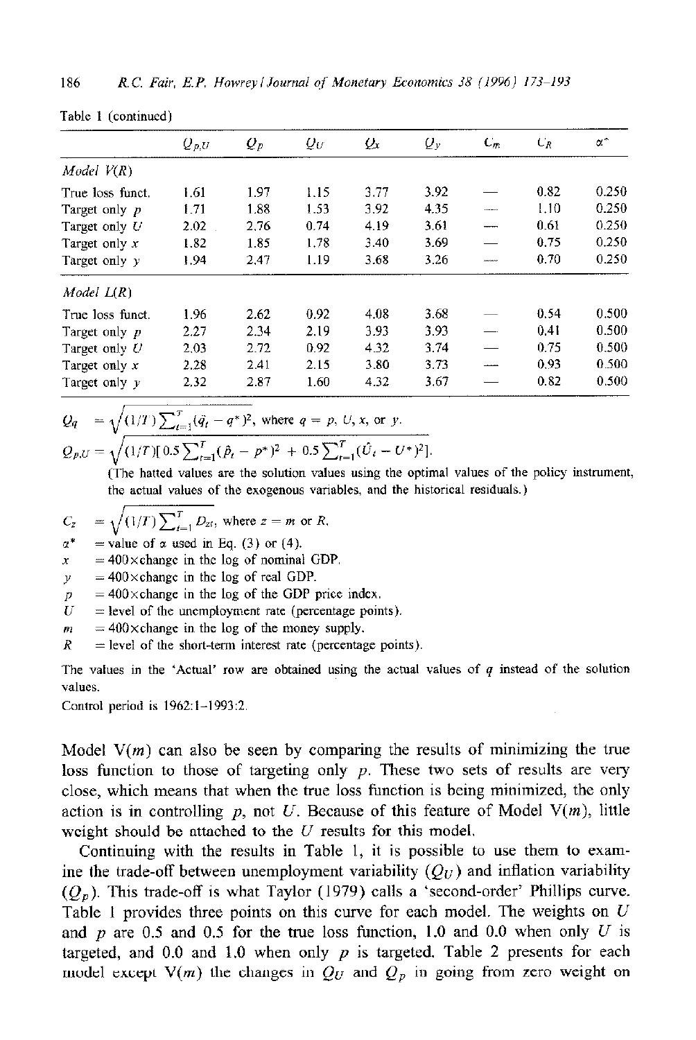Table 1 (continued)

| | $Q_{p,U}$ | $Q_p$ | $Q_U$ | $Q_x$ | $Q_y$ | $C_m$ | $C_R$ | $\alpha^*$ |
|---|---|---|---|---|---|---|---|---|
| *Model V(R)* | | | | | | | | |
| True loss funct. | 1.61 | 1.97 | 1.15 | 3.77 | 3.92 | — | 0.82 | 0.250 |
| Target only $p$ | 1.71 | 1.88 | 1.53 | 3.92 | 4.35 | — | 1.10 | 0.250 |
| Target only $U$ | 2.02 | 2.76 | 0.74 | 4.19 | 3.61 | — | 0.61 | 0.250 |
| Target only $x$ | 1.82 | 1.85 | 1.78 | 3.40 | 3.69 | — | 0.75 | 0.250 |
| Target only $y$ | 1.94 | 2.47 | 1.19 | 3.68 | 3.26 | — | 0.70 | 0.250 |
| *Model L(R)* | | | | | | | | |
| True loss funct. | 1.96 | 2.62 | 0.92 | 4.08 | 3.68 | — | 0.54 | 0.500 |
| Target only $p$ | 2.27 | 2.34 | 2.19 | 3.93 | 3.93 | — | 0.41 | 0.500 |
| Target only $U$ | 2.03 | 2.72 | 0.92 | 4.32 | 3.74 | — | 0.75 | 0.500 |
| Target only $x$ | 2.28 | 2.41 | 2.15 | 3.80 | 3.73 | — | 0.93 | 0.500 |
| Target only $y$ | 2.32 | 2.87 | 1.60 | 4.32 | 3.67 | — | 0.82 | 0.500 |

$Q_q \quad = \sqrt{(1/T)\sum_{t=1}^{T}(\hat{q}_t - q^*)^2}$, where $q = p$, $U$, $x$, or $y$.

$Q_{p,U} = \sqrt{(1/T)[0.5\sum_{t=1}^{T}(\hat{p}_t - p^*)^2 + 0.5\sum_{t=1}^{T}(\hat{U}_t - U^*)^2]}$.

(The hatted values are the solution values using the optimal values of the policy instrument, the actual values of the exogenous variables, and the historical residuals.)

$C_z \quad = \sqrt{(1/T)\sum_{t=1}^{T} D_{zt}}$, where $z = m$ or $R$.

$\alpha^*$ = value of $\alpha$ used in Eq. (3) or (4).

$x$ = 400×change in the log of nominal GDP.

$y$ = 400×change in the log of real GDP.

$p$ = 400×change in the log of the GDP price index.

$U$ = level of the unemployment rate (percentage points).

$m$ = 400×change in the log of the money supply.

$R$ = level of the short-term interest rate (percentage points).

The values in the 'Actual' row are obtained using the actual values of $q$ instead of the solution values.

Control period is 1962:1–1993:2.

Model V($m$) can also be seen by comparing the results of minimizing the true loss function to those of targeting only $p$. These two sets of results are very close, which means that when the true loss function is being minimized, the only action is in controlling $p$, not $U$. Because of this feature of Model V($m$), little weight should be attached to the $U$ results for this model.

Continuing with the results in Table 1, it is possible to use them to examine the trade-off between unemployment variability ($Q_U$) and inflation variability ($Q_p$). This trade-off is what Taylor (1979) calls a 'second-order' Phillips curve. Table 1 provides three points on this curve for each model. The weights on $U$ and $p$ are 0.5 and 0.5 for the true loss function, 1.0 and 0.0 when only $U$ is targeted, and 0.0 and 1.0 when only $p$ is targeted. Table 2 presents for each model except V($m$) the changes in $Q_U$ and $Q_p$ in going from zero weight on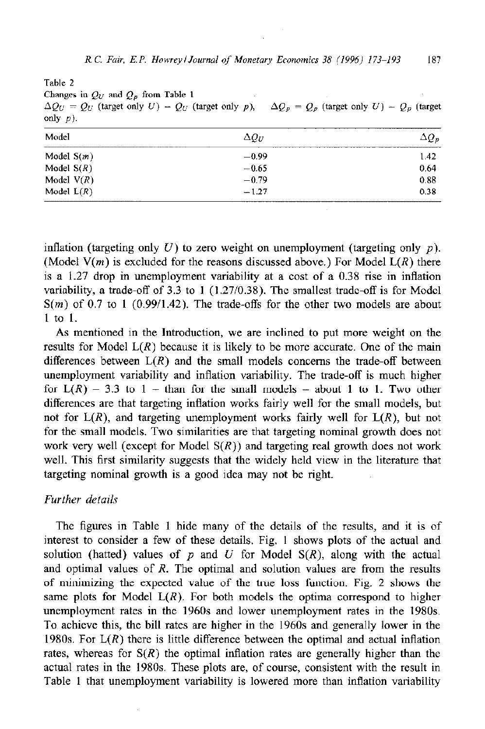Table 2
Changes in $Q_U$ and $Q_p$ from Table 1
$\Delta Q_U = Q_U$ (target only $U$) $-$ $Q_U$ (target only $p$), $\Delta Q_p = Q_p$ (target only $U$) $-$ $Q_p$ (target only $p$).

| Model | $\Delta Q_U$ | $\Delta Q_p$ |
|---|---|---|
| Model S($m$) | −0.99 | 1.42 |
| Model S($R$) | −0.65 | 0.64 |
| Model V($R$) | −0.79 | 0.88 |
| Model L($R$) | −1.27 | 0.38 |

inflation (targeting only $U$) to zero weight on unemployment (targeting only $p$). (Model V($m$) is excluded for the reasons discussed above.) For Model L($R$) there is a 1.27 drop in unemployment variability at a cost of a 0.38 rise in inflation variability, a trade-off of 3.3 to 1 (1.27/0.38). The smallest trade-off is for Model S($m$) of 0.7 to 1 (0.99/1.42). The trade-offs for the other two models are about 1 to 1.

As mentioned in the Introduction, we are inclined to put more weight on the results for Model L($R$) because it is likely to be more accurate. One of the main differences between L($R$) and the small models concerns the trade-off between unemployment variability and inflation variability. The trade-off is much higher for L($R$) – 3.3 to 1 – than for the small models – about 1 to 1. Two other differences are that targeting inflation works fairly well for the small models, but not for L($R$), and targeting unemployment works fairly well for L($R$), but not for the small models. Two similarities are that targeting nominal growth does not work very well (except for Model S($R$)) and targeting real growth does not work well. This first similarity suggests that the widely held view in the literature that targeting nominal growth is a good idea may not be right.

### *Further details*

The figures in Table 1 hide many of the details of the results, and it is of interest to consider a few of these details. Fig. 1 shows plots of the actual and solution (hatted) values of $p$ and $U$ for Model S($R$), along with the actual and optimal values of $R$. The optimal and solution values are from the results of minimizing the expected value of the true loss function. Fig. 2 shows the same plots for Model L($R$). For both models the optima correspond to higher unemployment rates in the 1960s and lower unemployment rates in the 1980s. To achieve this, the bill rates are higher in the 1960s and generally lower in the 1980s. For L($R$) there is little difference between the optimal and actual inflation rates, whereas for S($R$) the optimal inflation rates are generally higher than the actual rates in the 1980s. These plots are, of course, consistent with the result in Table 1 that unemployment variability is lowered more than inflation variability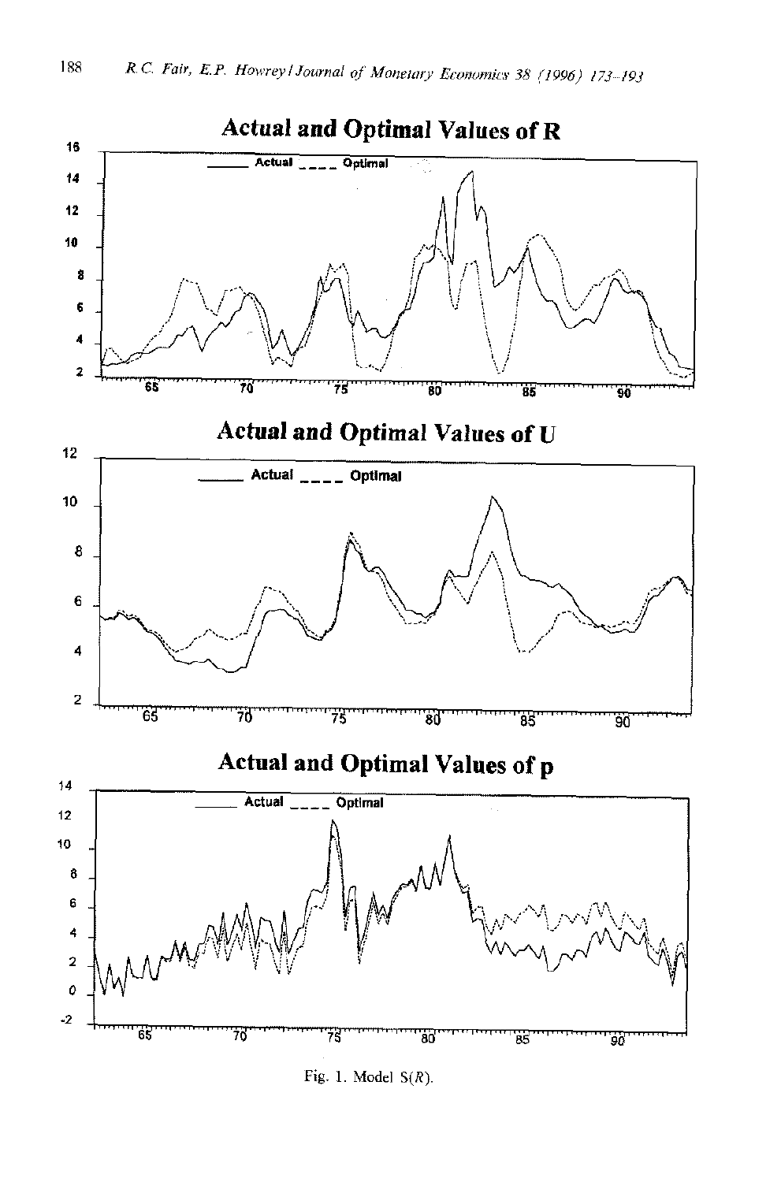## Actual and Optimal Values of R

## Actual and Optimal Values of U

## Actual and Optimal Values of p

Fig. 1. Model S(*R*).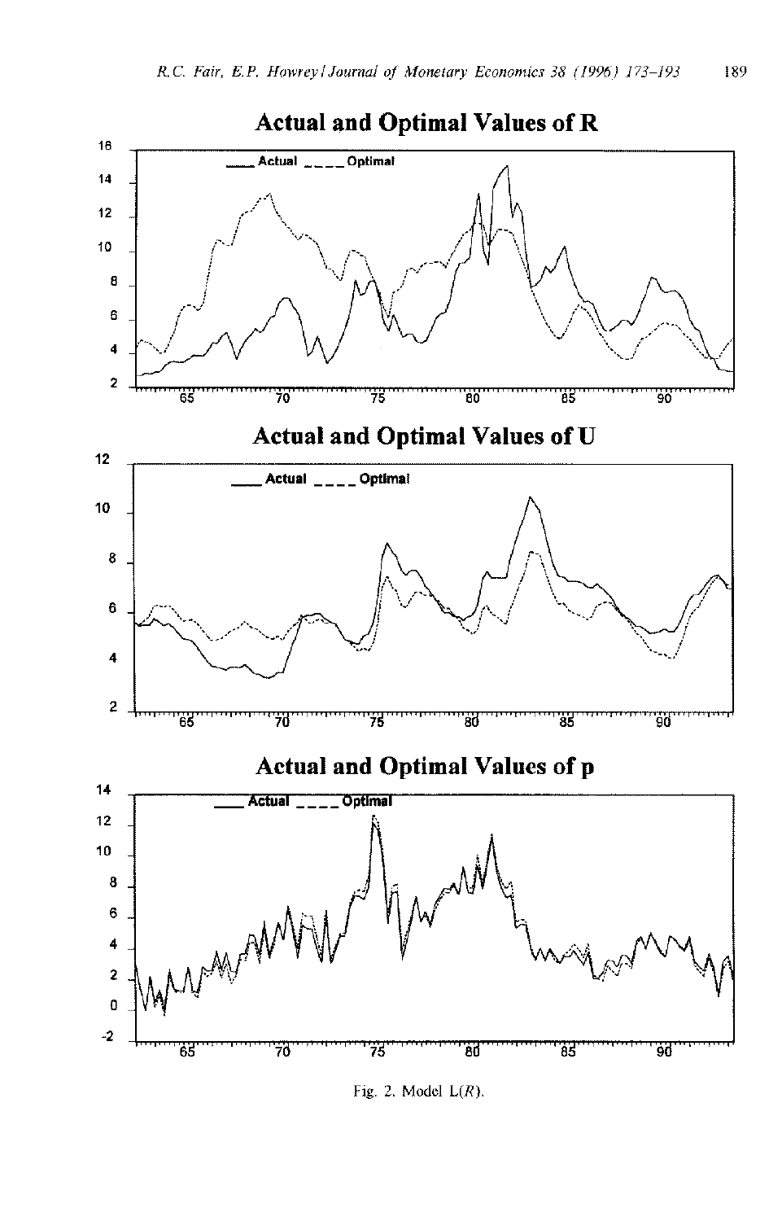## Actual and Optimal Values of R

## Actual and Optimal Values of U

## Actual and Optimal Values of p

Fig. 2. Model L($R$).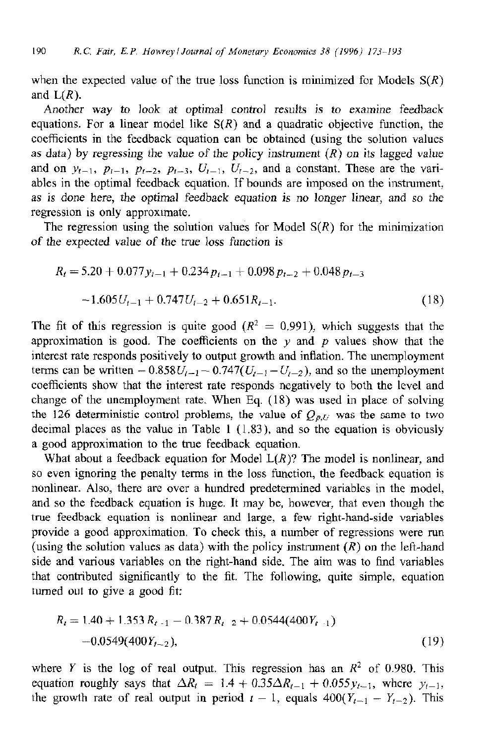when the expected value of the true loss function is minimized for Models S($R$) and L($R$).

Another way to look at optimal control results is to examine feedback equations. For a linear model like S($R$) and a quadratic objective function, the coefficients in the feedback equation can be obtained (using the solution values as data) by regressing the value of the policy instrument ($R$) on its lagged value and on $y_{t-1}$, $p_{t-1}$, $p_{t-2}$, $p_{t-3}$, $U_{t-1}$, $U_{t-2}$, and a constant. These are the variables in the optimal feedback equation. If bounds are imposed on the instrument, as is done here, the optimal feedback equation is no longer linear, and so the regression is only approximate.

The regression using the solution values for Model S($R$) for the minimization of the expected value of the true loss function is

$$R_t = 5.20 + 0.077 y_{t-1} + 0.234 p_{t-1} + 0.098 p_{t-2} + 0.048 p_{t-3}$$
$$-1.605 U_{t-1} + 0.747 U_{t-2} + 0.651 R_{t-1}. \quad (18)$$

The fit of this regression is quite good ($R^2 = 0.991$), which suggests that the approximation is good. The coefficients on the $y$ and $p$ values show that the interest rate responds positively to output growth and inflation. The unemployment terms can be written $-0.858 U_{t-1} - 0.747(U_{t-1} - U_{t-2})$, and so the unemployment coefficients show that the interest rate responds negatively to both the level and change of the unemployment rate. When Eq. (18) was used in place of solving the 126 deterministic control problems, the value of $Q_{p,U}$ was the same to two decimal places as the value in Table 1 (1.83), and so the equation is obviously a good approximation to the true feedback equation.

What about a feedback equation for Model L($R$)? The model is nonlinear, and so even ignoring the penalty terms in the loss function, the feedback equation is nonlinear. Also, there are over a hundred predetermined variables in the model, and so the feedback equation is huge. It may be, however, that even though the true feedback equation is nonlinear and large, a few right-hand-side variables provide a good approximation. To check this, a number of regressions were run (using the solution values as data) with the policy instrument ($R$) on the left-hand side and various variables on the right-hand side. The aim was to find variables that contributed significantly to the fit. The following, quite simple, equation turned out to give a good fit:

$$R_t = 1.40 + 1.353 R_{t-1} - 0.387 R_{t-2} + 0.0544(400 Y_{t-1})$$
$$-0.0549(400 Y_{t-2}), \quad (19)$$

where $Y$ is the log of real output. This regression has an $R^2$ of 0.980. This equation roughly says that $\Delta R_t = 1.4 + 0.35 \Delta R_{t-1} + 0.055 y_{t-1}$, where $y_{t-1}$, the growth rate of real output in period $t-1$, equals $400(Y_{t-1} - Y_{t-2})$. This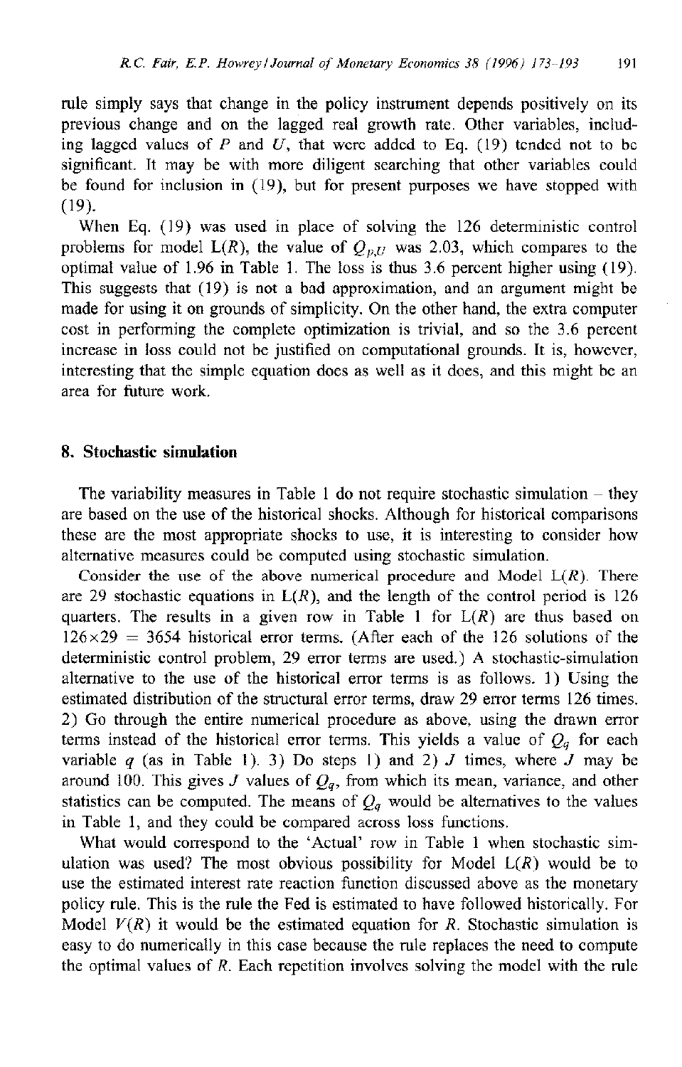rule simply says that change in the policy instrument depends positively on its previous change and on the lagged real growth rate. Other variables, including lagged values of $P$ and $U$, that were added to Eq. (19) tended not to be significant. It may be with more diligent searching that other variables could be found for inclusion in (19), but for present purposes we have stopped with (19).

When Eq. (19) was used in place of solving the 126 deterministic control problems for model L($R$), the value of $Q_{p,U}$ was 2.03, which compares to the optimal value of 1.96 in Table 1. The loss is thus 3.6 percent higher using (19). This suggests that (19) is not a bad approximation, and an argument might be made for using it on grounds of simplicity. On the other hand, the extra computer cost in performing the complete optimization is trivial, and so the 3.6 percent increase in loss could not be justified on computational grounds. It is, however, interesting that the simple equation does as well as it does, and this might be an area for future work.

## 8. Stochastic simulation

The variability measures in Table 1 do not require stochastic simulation – they are based on the use of the historical shocks. Although for historical comparisons these are the most appropriate shocks to use, it is interesting to consider how alternative measures could be computed using stochastic simulation.

Consider the use of the above numerical procedure and Model L($R$). There are 29 stochastic equations in L($R$), and the length of the control period is 126 quarters. The results in a given row in Table 1 for L($R$) are thus based on $126 \times 29 = 3654$ historical error terms. (After each of the 126 solutions of the deterministic control problem, 29 error terms are used.) A stochastic-simulation alternative to the use of the historical error terms is as follows. 1) Using the estimated distribution of the structural error terms, draw 29 error terms 126 times. 2) Go through the entire numerical procedure as above, using the drawn error terms instead of the historical error terms. This yields a value of $Q_q$ for each variable $q$ (as in Table 1). 3) Do steps 1) and 2) $J$ times, where $J$ may be around 100. This gives $J$ values of $Q_q$, from which its mean, variance, and other statistics can be computed. The means of $Q_q$ would be alternatives to the values in Table 1, and they could be compared across loss functions.

What would correspond to the 'Actual' row in Table 1 when stochastic simulation was used? The most obvious possibility for Model L($R$) would be to use the estimated interest rate reaction function discussed above as the monetary policy rule. This is the rule the Fed is estimated to have followed historically. For Model $V(R)$ it would be the estimated equation for $R$. Stochastic simulation is easy to do numerically in this case because the rule replaces the need to compute the optimal values of $R$. Each repetition involves solving the model with the rule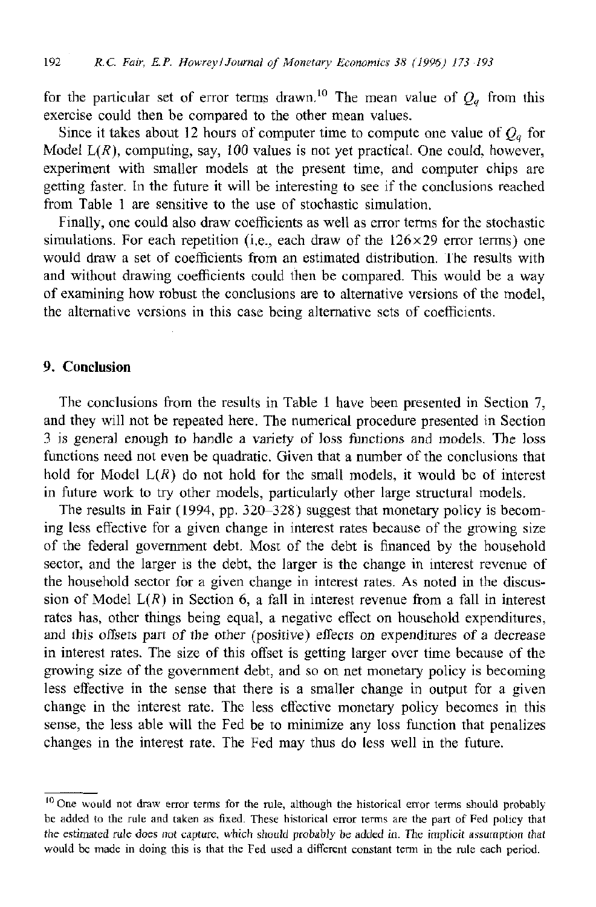for the particular set of error terms drawn.[10] The mean value of $Q_q$ from this exercise could then be compared to the other mean values.

Since it takes about 12 hours of computer time to compute one value of $Q_q$ for Model L($R$), computing, say, 100 values is not yet practical. One could, however, experiment with smaller models at the present time, and computer chips are getting faster. In the future it will be interesting to see if the conclusions reached from Table 1 are sensitive to the use of stochastic simulation.

Finally, one could also draw coefficients as well as error terms for the stochastic simulations. For each repetition (i.e., each draw of the $126 \times 29$ error terms) one would draw a set of coefficients from an estimated distribution. The results with and without drawing coefficients could then be compared. This would be a way of examining how robust the conclusions are to alternative versions of the model, the alternative versions in this case being alternative sets of coefficients.

## 9. Conclusion

The conclusions from the results in Table 1 have been presented in Section 7, and they will not be repeated here. The numerical procedure presented in Section 3 is general enough to handle a variety of loss functions and models. The loss functions need not even be quadratic. Given that a number of the conclusions that hold for Model L($R$) do not hold for the small models, it would be of interest in future work to try other models, particularly other large structural models.

The results in Fair (1994, pp. 320–328) suggest that monetary policy is becoming less effective for a given change in interest rates because of the growing size of the federal government debt. Most of the debt is financed by the household sector, and the larger is the debt, the larger is the change in interest revenue of the household sector for a given change in interest rates. As noted in the discussion of Model L($R$) in Section 6, a fall in interest revenue from a fall in interest rates has, other things being equal, a negative effect on household expenditures, and this offsets part of the other (positive) effects on expenditures of a decrease in interest rates. The size of this offset is getting larger over time because of the growing size of the government debt, and so on net monetary policy is becoming less effective in the sense that there is a smaller change in output for a given change in the interest rate. The less effective monetary policy becomes in this sense, the less able will the Fed be to minimize any loss function that penalizes changes in the interest rate. The Fed may thus do less well in the future.

---

[10] One would not draw error terms for the rule, although the historical error terms should probably be added to the rule and taken as fixed. These historical error terms are the part of Fed policy that the estimated rule does not capture, which should probably be added in. The implicit assumption that would be made in doing this is that the Fed used a different constant term in the rule each period.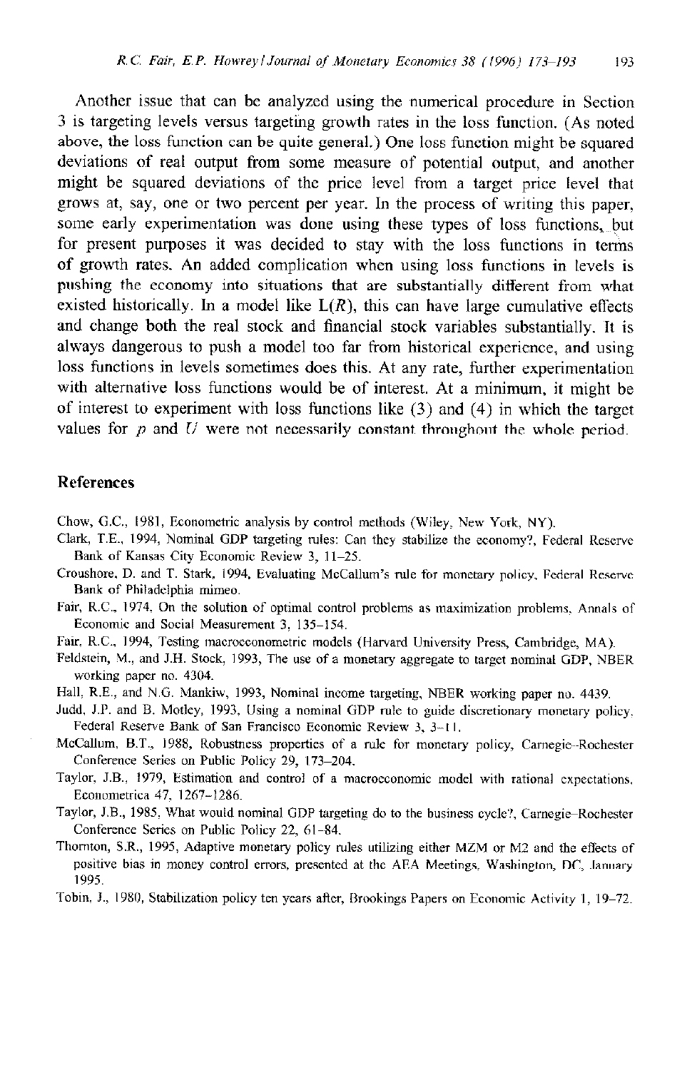Another issue that can be analyzed using the numerical procedure in Section 3 is targeting levels versus targeting growth rates in the loss function. (As noted above, the loss function can be quite general.) One loss function might be squared deviations of real output from some measure of potential output, and another might be squared deviations of the price level from a target price level that grows at, say, one or two percent per year. In the process of writing this paper, some early experimentation was done using these types of loss functions, but for present purposes it was decided to stay with the loss functions in terms of growth rates. An added complication when using loss functions in levels is pushing the economy into situations that are substantially different from what existed historically. In a model like L($R$), this can have large cumulative effects and change both the real stock and financial stock variables substantially. It is always dangerous to push a model too far from historical experience, and using loss functions in levels sometimes does this. At any rate, further experimentation with alternative loss functions would be of interest. At a minimum, it might be of interest to experiment with loss functions like (3) and (4) in which the target values for $\dot{p}$ and $U$ were not necessarily constant throughout the whole period.

## References

Chow, G.C., 1981, Econometric analysis by control methods (Wiley, New York, NY).

Clark, T.E., 1994, Nominal GDP targeting rules: Can they stabilize the economy?, Federal Reserve Bank of Kansas City Economic Review 3, 11–25.

Croushore, D. and T. Stark, 1994, Evaluating McCallum's rule for monetary policy, Federal Reserve Bank of Philadelphia mimeo.

Fair, R.C., 1974, On the solution of optimal control problems as maximization problems, Annals of Economic and Social Measurement 3, 135–154.

Fair, R.C., 1994, Testing macroeconometric models (Harvard University Press, Cambridge, MA).

Feldstein, M., and J.H. Stock, 1993, The use of a monetary aggregate to target nominal GDP, NBER working paper no. 4304.

Hall, R.E., and N.G. Mankiw, 1993, Nominal income targeting, NBER working paper no. 4439.

Judd, J.P. and B. Motley, 1993, Using a nominal GDP rule to guide discretionary monetary policy, Federal Reserve Bank of San Francisco Economic Review 3, 3–11.

McCallum, B.T., 1988, Robustness properties of a rule for monetary policy, Carnegie–Rochester Conference Series on Public Policy 29, 173–204.

Taylor, J.B., 1979, Estimation and control of a macroeconomic model with rational expectations, Econometrica 47, 1267–1286.

Taylor, J.B., 1985, What would nominal GDP targeting do to the business cycle?, Carnegie–Rochester Conference Series on Public Policy 22, 61–84.

Thornton, S.R., 1995, Adaptive monetary policy rules utilizing either MZM or M2 and the effects of positive bias in money control errors, presented at the AEA Meetings, Washington, DC, January 1995.

Tobin, J., 1980, Stabilization policy ten years after, Brookings Papers on Economic Activity 1, 19–72.